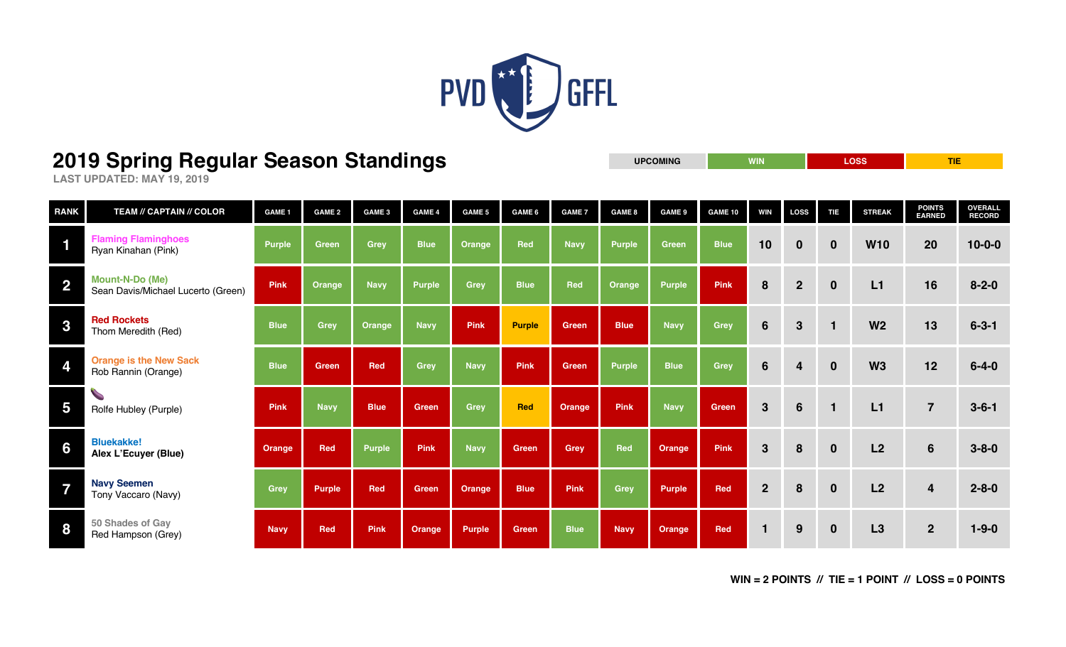PVD GFFL

# 2019 Spring Regular Season Standings

**LAST UPDATED: MAY 19, 2019**

UPCOMING | WIN | LOSS | TIE

| RANK | TEAM // CAPTAIN // COLOR | GAME 1 | GAME 2 | GAME 3 | GAME 4 | GAME 5 | GAME 6 | GAME 7 | GAME 8 | GAME 9 | GAME 10 | WIN | LOSS | TIE | STREAK | POINTS EARNED | OVERALL RECORD |
|---|---|---|---|---|---|---|---|---|---|---|---|---|---|---|---|---|---|
| 1 | Flaming Flaminghoes<br>Ryan Kinahan (Pink) | Purple | Green | Grey | Blue | Orange | Red | Navy | Purple | Green | Blue | 10 | 0 | 0 | W10 | 20 | 10-0-0 |
| 2 | Mount-N-Do (Me)<br>Sean Davis/Michael Lucerto (Green) | Pink | Orange | Navy | Purple | Grey | Blue | Red | Orange | Purple | Pink | 8 | 2 | 0 | L1 | 16 | 8-2-0 |
| 3 | Red Rockets<br>Thom Meredith (Red) | Blue | Grey | Orange | Navy | Pink | Purple | Green | Blue | Navy | Grey | 6 | 3 | 1 | W2 | 13 | 6-3-1 |
| 4 | Orange is the New Sack<br>Rob Rannin (Orange) | Blue | Green | Red | Grey | Navy | Pink | Green | Purple | Blue | Grey | 6 | 4 | 0 | W3 | 12 | 6-4-0 |
| 5 | 🍆<br>Rolfe Hubley (Purple) | Pink | Navy | Blue | Green | Grey | Red | Orange | Pink | Navy | Green | 3 | 6 | 1 | L1 | 7 | 3-6-1 |
| 6 | Bluekakke!<br>Alex L'Ecuyer (Blue) | Orange | Red | Purple | Pink | Navy | Green | Grey | Red | Orange | Pink | 3 | 8 | 0 | L2 | 6 | 3-8-0 |
| 7 | Navy Seemen<br>Tony Vaccaro (Navy) | Grey | Purple | Red | Green | Orange | Blue | Pink | Grey | Purple | Red | 2 | 8 | 0 | L2 | 4 | 2-8-0 |
| 8 | 50 Shades of Gay<br>Red Hampson (Grey) | Navy | Red | Pink | Orange | Purple | Green | Blue | Navy | Orange | Red | 1 | 9 | 0 | L3 | 2 | 1-9-0 |

**WIN = 2 POINTS // TIE = 1 POINT // LOSS = 0 POINTS**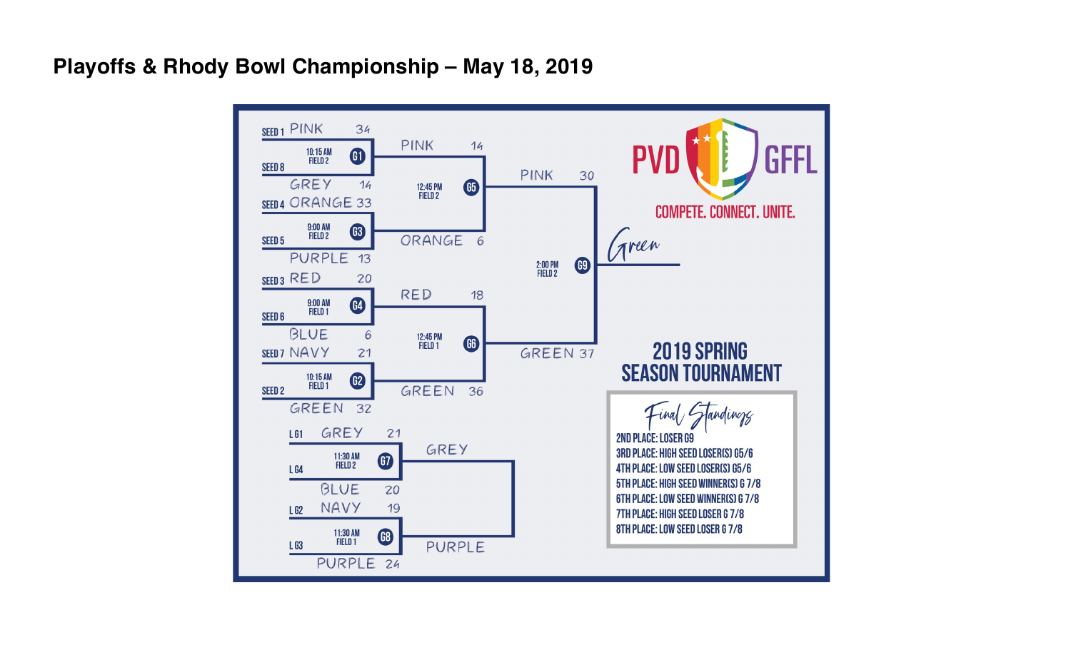# Playoffs & Rhody Bowl Championship – May 18, 2019

PVD GFFL

COMPETE. CONNECT. UNITE.

SEED 1 PINK 34

10:15 AM FIELD 2 G1

SEED 8 GREY 14

SEED 4 ORANGE 33

9:00 AM FIELD 2 G3

SEED 5 PURPLE 13

SEED 3 RED 20

9:00 AM FIELD 1 G4

SEED 6 BLUE 6

SEED 7 NAVY 21

10:15 AM FIELD 1 G2

SEED 2 GREEN 32

PINK 14

12:45 PM FIELD 2 G5

ORANGE 6

RED 18

12:45 PM FIELD 1 G6

GREEN 36

PINK 30

2:00 PM FIELD 2 G9

GREEN 37

Green

L G1 GREY 21

11:30 AM FIELD 2 G7

L G4 BLUE 20

L G2 NAVY 19

11:30 AM FIELD 1 G8

L G3 PURPLE 24

GREY

PURPLE

## 2019 SPRING SEASON TOURNAMENT

### Final Standings

- 2ND PLACE: LOSER G9
- 3RD PLACE: HIGH SEED LOSER(S) G5/6
- 4TH PLACE: LOW SEED LOSER(S) G5/6
- 5TH PLACE: HIGH SEED WINNER(S) G 7/8
- 6TH PLACE: LOW SEED WINNER(S) G 7/8
- 7TH PLACE: HIGH SEED LOSER G 7/8
- 8TH PLACE: LOW SEED LOSER G 7/8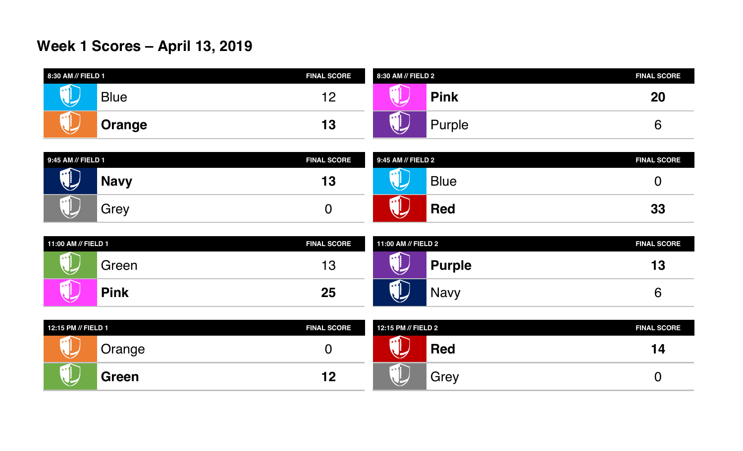## Week 1 Scores – April 13, 2019

| 8:30 AM // FIELD 1 | FINAL SCORE |
| --- | --- |
| Blue | 12 |
| **Orange** | **13** |

| 8:30 AM // FIELD 2 | FINAL SCORE |
| --- | --- |
| **Pink** | **20** |
| Purple | 6 |

| 9:45 AM // FIELD 1 | FINAL SCORE |
| --- | --- |
| **Navy** | **13** |
| Grey | 0 |

| 9:45 AM // FIELD 2 | FINAL SCORE |
| --- | --- |
| Blue | 0 |
| **Red** | **33** |

| 11:00 AM // FIELD 1 | FINAL SCORE |
| --- | --- |
| Green | 13 |
| **Pink** | **25** |

| 11:00 AM // FIELD 2 | FINAL SCORE |
| --- | --- |
| **Purple** | **13** |
| Navy | 6 |

| 12:15 PM // FIELD 1 | FINAL SCORE |
| --- | --- |
| Orange | 0 |
| **Green** | **12** |

| 12:15 PM // FIELD 2 | FINAL SCORE |
| --- | --- |
| **Red** | **14** |
| Grey | 0 |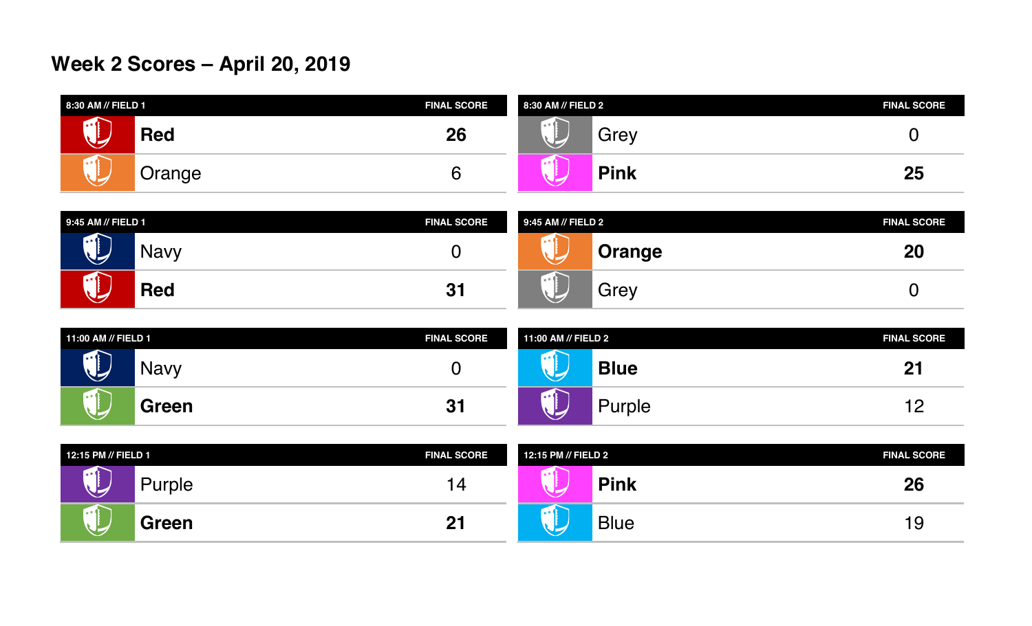## Week 2 Scores – April 20, 2019

| 8:30 AM // FIELD 1 | FINAL SCORE |
|---|---|
| **Red** | **26** |
| Orange | 6 |

| 8:30 AM // FIELD 2 | FINAL SCORE |
|---|---|
| Grey | 0 |
| **Pink** | **25** |

| 9:45 AM // FIELD 1 | FINAL SCORE |
|---|---|
| Navy | 0 |
| **Red** | **31** |

| 9:45 AM // FIELD 2 | FINAL SCORE |
|---|---|
| **Orange** | **20** |
| Grey | 0 |

| 11:00 AM // FIELD 1 | FINAL SCORE |
|---|---|
| Navy | 0 |
| **Green** | **31** |

| 11:00 AM // FIELD 2 | FINAL SCORE |
|---|---|
| **Blue** | **21** |
| Purple | 12 |

| 12:15 PM // FIELD 1 | FINAL SCORE |
|---|---|
| Purple | 14 |
| **Green** | **21** |

| 12:15 PM // FIELD 2 | FINAL SCORE |
|---|---|
| **Pink** | **26** |
| Blue | 19 |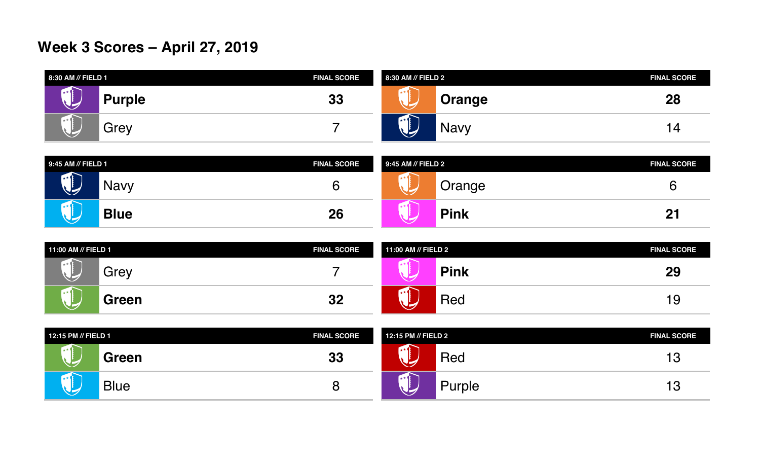# Week 3 Scores – April 27, 2019

| 8:30 AM // FIELD 1 | FINAL SCORE |
|---|---|
| **Purple** | **33** |
| Grey | 7 |

| 8:30 AM // FIELD 2 | FINAL SCORE |
|---|---|
| **Orange** | **28** |
| Navy | 14 |

| 9:45 AM // FIELD 1 | FINAL SCORE |
|---|---|
| Navy | 6 |
| **Blue** | **26** |

| 9:45 AM // FIELD 2 | FINAL SCORE |
|---|---|
| Orange | 6 |
| **Pink** | **21** |

| 11:00 AM // FIELD 1 | FINAL SCORE |
|---|---|
| Grey | 7 |
| **Green** | **32** |

| 11:00 AM // FIELD 2 | FINAL SCORE |
|---|---|
| **Pink** | **29** |
| Red | 19 |

| 12:15 PM // FIELD 1 | FINAL SCORE |
|---|---|
| **Green** | **33** |
| Blue | 8 |

| 12:15 PM // FIELD 2 | FINAL SCORE |
|---|---|
| Red | 13 |
| Purple | 13 |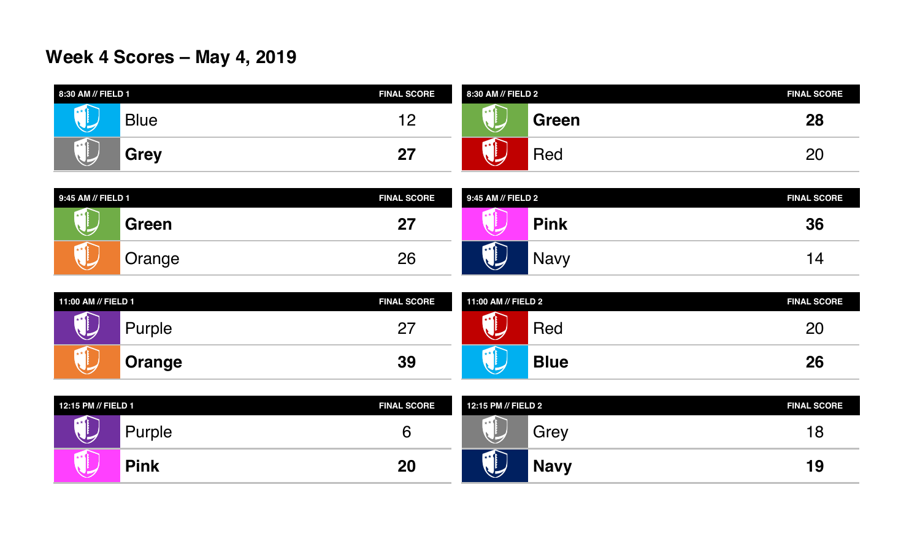# Week 4 Scores – May 4, 2019

| 8:30 AM // FIELD 1 | FINAL SCORE |
|---|---|
| Blue | 12 |
| **Grey** | **27** |

| 8:30 AM // FIELD 2 | FINAL SCORE |
|---|---|
| **Green** | **28** |
| Red | 20 |

| 9:45 AM // FIELD 1 | FINAL SCORE |
|---|---|
| **Green** | **27** |
| Orange | 26 |

| 9:45 AM // FIELD 2 | FINAL SCORE |
|---|---|
| **Pink** | **36** |
| Navy | 14 |

| 11:00 AM // FIELD 1 | FINAL SCORE |
|---|---|
| Purple | 27 |
| **Orange** | **39** |

| 11:00 AM // FIELD 2 | FINAL SCORE |
|---|---|
| Red | 20 |
| **Blue** | **26** |

| 12:15 PM // FIELD 1 | FINAL SCORE |
|---|---|
| Purple | 6 |
| **Pink** | **20** |

| 12:15 PM // FIELD 2 | FINAL SCORE |
|---|---|
| Grey | 18 |
| **Navy** | **19** |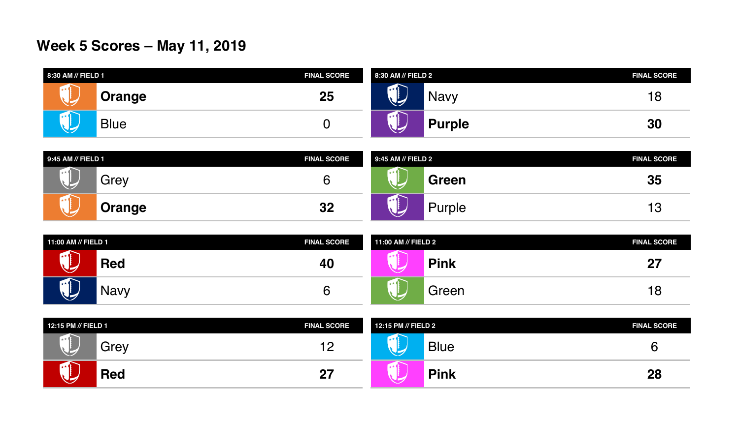# Week 5 Scores – May 11, 2019

| 8:30 AM // FIELD 1 | FINAL SCORE |
|---|---|
| **Orange** | **25** |
| Blue | 0 |

| 8:30 AM // FIELD 2 | FINAL SCORE |
|---|---|
| Navy | 18 |
| **Purple** | **30** |

| 9:45 AM // FIELD 1 | FINAL SCORE |
|---|---|
| Grey | 6 |
| **Orange** | **32** |

| 9:45 AM // FIELD 2 | FINAL SCORE |
|---|---|
| **Green** | **35** |
| Purple | 13 |

| 11:00 AM // FIELD 1 | FINAL SCORE |
|---|---|
| **Red** | **40** |
| Navy | 6 |

| 11:00 AM // FIELD 2 | FINAL SCORE |
|---|---|
| **Pink** | **27** |
| Green | 18 |

| 12:15 PM // FIELD 1 | FINAL SCORE |
|---|---|
| Grey | 12 |
| **Red** | **27** |

| 12:15 PM // FIELD 2 | FINAL SCORE |
|---|---|
| Blue | 6 |
| **Pink** | **28** |